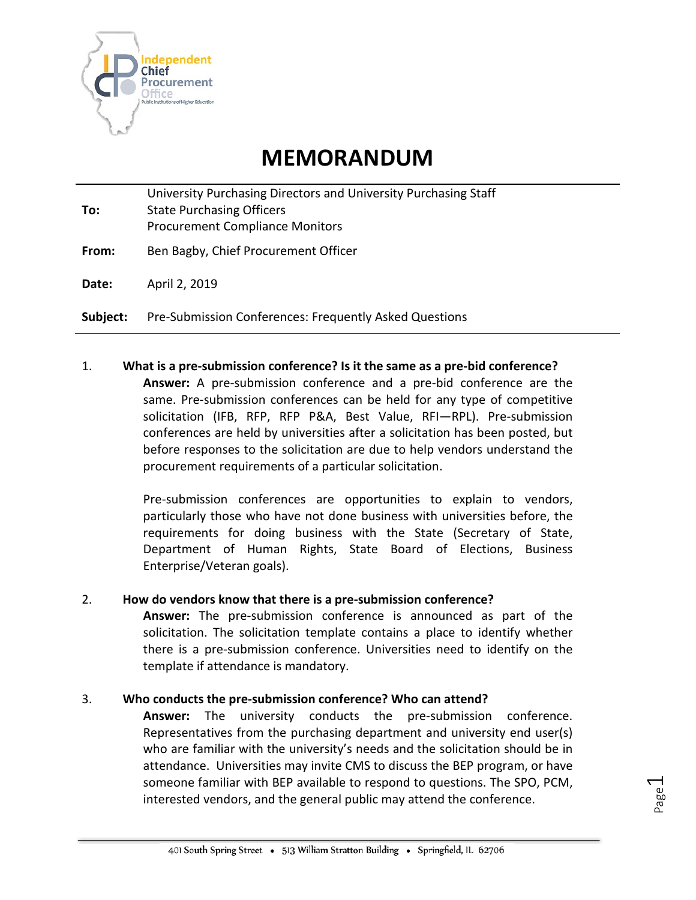Independent Chief Procurement Office
Public Institutions of Higher Education

# MEMORANDUM

**To:** University Purchasing Directors and University Purchasing Staff
State Purchasing Officers
Procurement Compliance Monitors

**From:** Ben Bagby, Chief Procurement Officer

**Date:** April 2, 2019

**Subject:** Pre-Submission Conferences: Frequently Asked Questions

1. **What is a pre-submission conference? Is it the same as a pre-bid conference?**

   **Answer:** A pre-submission conference and a pre-bid conference are the same. Pre-submission conferences can be held for any type of competitive solicitation (IFB, RFP, RFP P&A, Best Value, RFI—RPL). Pre-submission conferences are held by universities after a solicitation has been posted, but before responses to the solicitation are due to help vendors understand the procurement requirements of a particular solicitation.

   Pre-submission conferences are opportunities to explain to vendors, particularly those who have not done business with universities before, the requirements for doing business with the State (Secretary of State, Department of Human Rights, State Board of Elections, Business Enterprise/Veteran goals).

2. **How do vendors know that there is a pre-submission conference?**

   **Answer:** The pre-submission conference is announced as part of the solicitation. The solicitation template contains a place to identify whether there is a pre-submission conference. Universities need to identify on the template if attendance is mandatory.

3. **Who conducts the pre-submission conference? Who can attend?**

   **Answer:** The university conducts the pre-submission conference. Representatives from the purchasing department and university end user(s) who are familiar with the university's needs and the solicitation should be in attendance. Universities may invite CMS to discuss the BEP program, or have someone familiar with BEP available to respond to questions. The SPO, PCM, interested vendors, and the general public may attend the conference.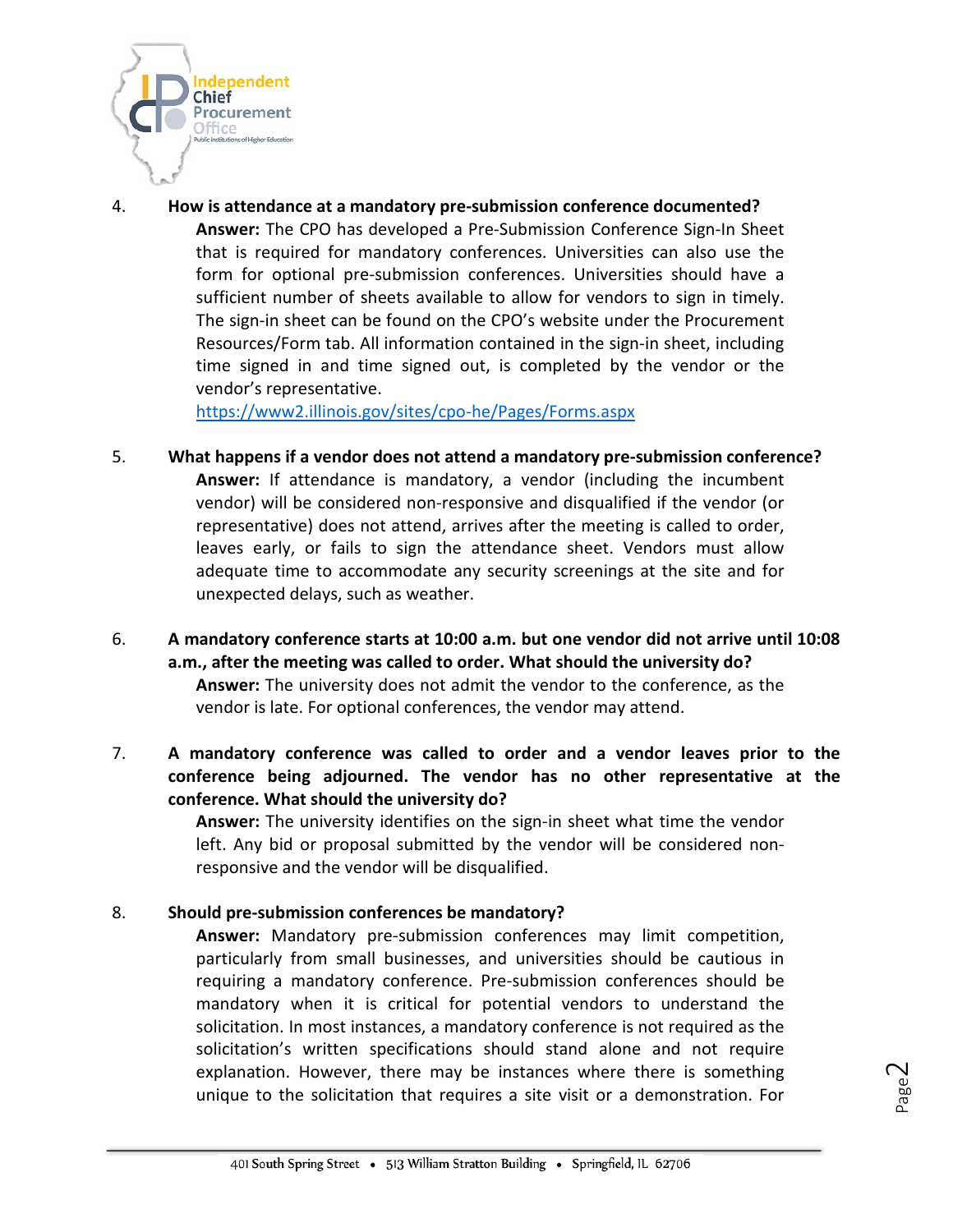4. **How is attendance at a mandatory pre-submission conference documented?**

   **Answer:** The CPO has developed a Pre-Submission Conference Sign-In Sheet that is required for mandatory conferences. Universities can also use the form for optional pre-submission conferences. Universities should have a sufficient number of sheets available to allow for vendors to sign in timely. The sign-in sheet can be found on the CPO's website under the Procurement Resources/Form tab. All information contained in the sign-in sheet, including time signed in and time signed out, is completed by the vendor or the vendor's representative.
   https://www2.illinois.gov/sites/cpo-he/Pages/Forms.aspx

5. **What happens if a vendor does not attend a mandatory pre-submission conference?**

   **Answer:** If attendance is mandatory, a vendor (including the incumbent vendor) will be considered non-responsive and disqualified if the vendor (or representative) does not attend, arrives after the meeting is called to order, leaves early, or fails to sign the attendance sheet. Vendors must allow adequate time to accommodate any security screenings at the site and for unexpected delays, such as weather.

6. **A mandatory conference starts at 10:00 a.m. but one vendor did not arrive until 10:08 a.m., after the meeting was called to order. What should the university do?**

   **Answer:** The university does not admit the vendor to the conference, as the vendor is late. For optional conferences, the vendor may attend.

7. **A mandatory conference was called to order and a vendor leaves prior to the conference being adjourned. The vendor has no other representative at the conference. What should the university do?**

   **Answer:** The university identifies on the sign-in sheet what time the vendor left. Any bid or proposal submitted by the vendor will be considered non-responsive and the vendor will be disqualified.

8. **Should pre-submission conferences be mandatory?**

   **Answer:** Mandatory pre-submission conferences may limit competition, particularly from small businesses, and universities should be cautious in requiring a mandatory conference. Pre-submission conferences should be mandatory when it is critical for potential vendors to understand the solicitation. In most instances, a mandatory conference is not required as the solicitation's written specifications should stand alone and not require explanation. However, there may be instances where there is something unique to the solicitation that requires a site visit or a demonstration. For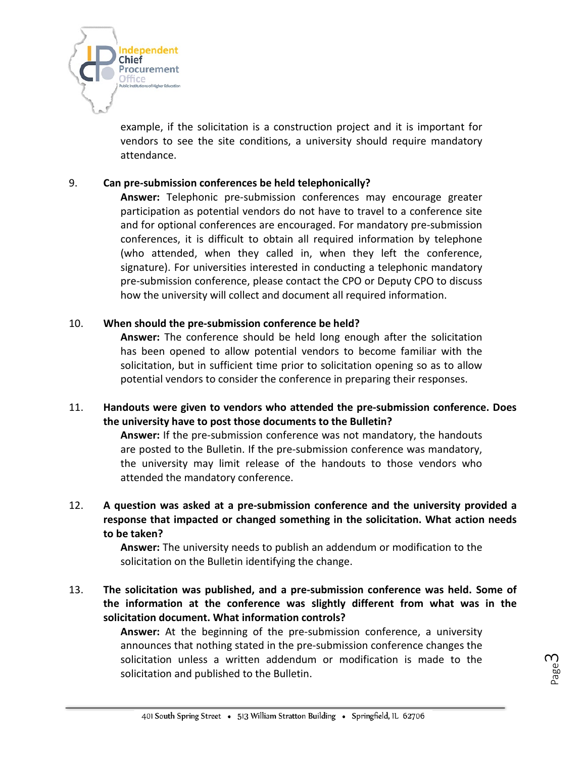example, if the solicitation is a construction project and it is important for vendors to see the site conditions, a university should require mandatory attendance.

9. **Can pre-submission conferences be held telephonically?**

   **Answer:** Telephonic pre-submission conferences may encourage greater participation as potential vendors do not have to travel to a conference site and for optional conferences are encouraged. For mandatory pre-submission conferences, it is difficult to obtain all required information by telephone (who attended, when they called in, when they left the conference, signature). For universities interested in conducting a telephonic mandatory pre-submission conference, please contact the CPO or Deputy CPO to discuss how the university will collect and document all required information.

10. **When should the pre-submission conference be held?**

    **Answer:** The conference should be held long enough after the solicitation has been opened to allow potential vendors to become familiar with the solicitation, but in sufficient time prior to solicitation opening so as to allow potential vendors to consider the conference in preparing their responses.

11. **Handouts were given to vendors who attended the pre-submission conference. Does the university have to post those documents to the Bulletin?**

    **Answer:** If the pre-submission conference was not mandatory, the handouts are posted to the Bulletin. If the pre-submission conference was mandatory, the university may limit release of the handouts to those vendors who attended the mandatory conference.

12. **A question was asked at a pre-submission conference and the university provided a response that impacted or changed something in the solicitation. What action needs to be taken?**

    **Answer:** The university needs to publish an addendum or modification to the solicitation on the Bulletin identifying the change.

13. **The solicitation was published, and a pre-submission conference was held. Some of the information at the conference was slightly different from what was in the solicitation document. What information controls?**

    **Answer:** At the beginning of the pre-submission conference, a university announces that nothing stated in the pre-submission conference changes the solicitation unless a written addendum or modification is made to the solicitation and published to the Bulletin.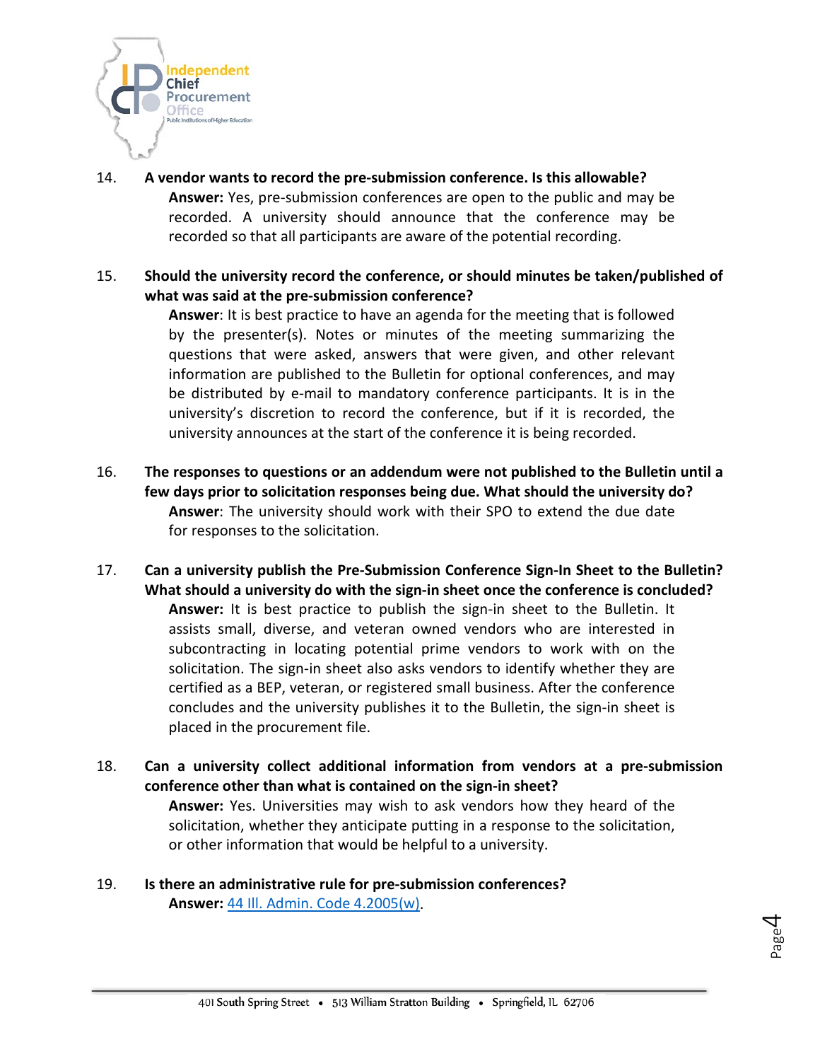14. **A vendor wants to record the pre-submission conference. Is this allowable?**

    **Answer:** Yes, pre-submission conferences are open to the public and may be recorded. A university should announce that the conference may be recorded so that all participants are aware of the potential recording.

15. **Should the university record the conference, or should minutes be taken/published of what was said at the pre-submission conference?**

    **Answer**: It is best practice to have an agenda for the meeting that is followed by the presenter(s). Notes or minutes of the meeting summarizing the questions that were asked, answers that were given, and other relevant information are published to the Bulletin for optional conferences, and may be distributed by e-mail to mandatory conference participants. It is in the university's discretion to record the conference, but if it is recorded, the university announces at the start of the conference it is being recorded.

16. **The responses to questions or an addendum were not published to the Bulletin until a few days prior to solicitation responses being due. What should the university do?**

    **Answer**: The university should work with their SPO to extend the due date for responses to the solicitation.

17. **Can a university publish the Pre-Submission Conference Sign-In Sheet to the Bulletin? What should a university do with the sign-in sheet once the conference is concluded?**

    **Answer:** It is best practice to publish the sign-in sheet to the Bulletin. It assists small, diverse, and veteran owned vendors who are interested in subcontracting in locating potential prime vendors to work with on the solicitation. The sign-in sheet also asks vendors to identify whether they are certified as a BEP, veteran, or registered small business. After the conference concludes and the university publishes it to the Bulletin, the sign-in sheet is placed in the procurement file.

18. **Can a university collect additional information from vendors at a pre-submission conference other than what is contained on the sign-in sheet?**

    **Answer:** Yes. Universities may wish to ask vendors how they heard of the solicitation, whether they anticipate putting in a response to the solicitation, or other information that would be helpful to a university.

19. **Is there an administrative rule for pre-submission conferences?**

    **Answer:** 44 Ill. Admin. Code 4.2005(w).